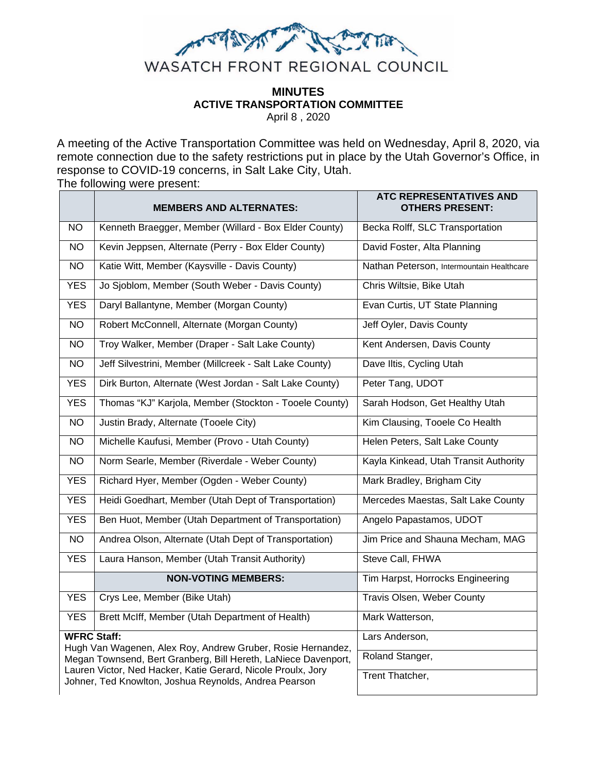WASATCH FRONT REGIONAL COUNCIL

**MINUTES**
**ACTIVE TRANSPORTATION COMMITTEE**
April 8 , 2020

A meeting of the Active Transportation Committee was held on Wednesday, April 8, 2020, via remote connection due to the safety restrictions put in place by the Utah Governor's Office, in response to COVID-19 concerns, in Salt Lake City, Utah.
The following were present:

| | MEMBERS AND ALTERNATES: | ATC REPRESENTATIVES AND OTHERS PRESENT: |
|---|---|---|
| NO | Kenneth Braegger, Member (Willard - Box Elder County) | Becka Rolff, SLC Transportation |
| NO | Kevin Jeppsen, Alternate (Perry - Box Elder County) | David Foster, Alta Planning |
| NO | Katie Witt, Member (Kaysville - Davis County) | Nathan Peterson, Intermountain Healthcare |
| YES | Jo Sjoblom, Member (South Weber - Davis County) | Chris Wiltsie, Bike Utah |
| YES | Daryl Ballantyne, Member (Morgan County) | Evan Curtis, UT State Planning |
| NO | Robert McConnell, Alternate (Morgan County) | Jeff Oyler, Davis County |
| NO | Troy Walker, Member (Draper - Salt Lake County) | Kent Andersen, Davis County |
| NO | Jeff Silvestrini, Member (Millcreek - Salt Lake County) | Dave Iltis, Cycling Utah |
| YES | Dirk Burton, Alternate (West Jordan - Salt Lake County) | Peter Tang, UDOT |
| YES | Thomas "KJ" Karjola, Member (Stockton - Tooele County) | Sarah Hodson, Get Healthy Utah |
| NO | Justin Brady, Alternate (Tooele City) | Kim Clausing, Tooele Co Health |
| NO | Michelle Kaufusi, Member (Provo - Utah County) | Helen Peters, Salt Lake County |
| NO | Norm Searle, Member (Riverdale - Weber County) | Kayla Kinkead, Utah Transit Authority |
| YES | Richard Hyer, Member (Ogden - Weber County) | Mark Bradley, Brigham City |
| YES | Heidi Goedhart, Member (Utah Dept of Transportation) | Mercedes Maestas, Salt Lake County |
| YES | Ben Huot, Member (Utah Department of Transportation) | Angelo Papastamos, UDOT |
| NO | Andrea Olson, Alternate (Utah Dept of Transportation) | Jim Price and Shauna Mecham, MAG |
| YES | Laura Hanson, Member (Utah Transit Authority) | Steve Call, FHWA |
| | **NON-VOTING MEMBERS:** | Tim Harpst, Horrocks Engineering |
| YES | Crys Lee, Member (Bike Utah) | Travis Olsen, Weber County |
| YES | Brett McIff, Member (Utah Department of Health) | Mark Watterson, |
| **WFRC Staff:** Hugh Van Wagenen, Alex Roy, Andrew Gruber, Rosie Hernandez, Megan Townsend, Bert Granberg, Bill Hereth, LaNiece Davenport, Lauren Victor, Ned Hacker, Katie Gerard, Nicole Proulx, Jory Johner, Ted Knowlton, Joshua Reynolds, Andrea Pearson | | Lars Anderson, |
| | | Roland Stanger, |
| | | Trent Thatcher, |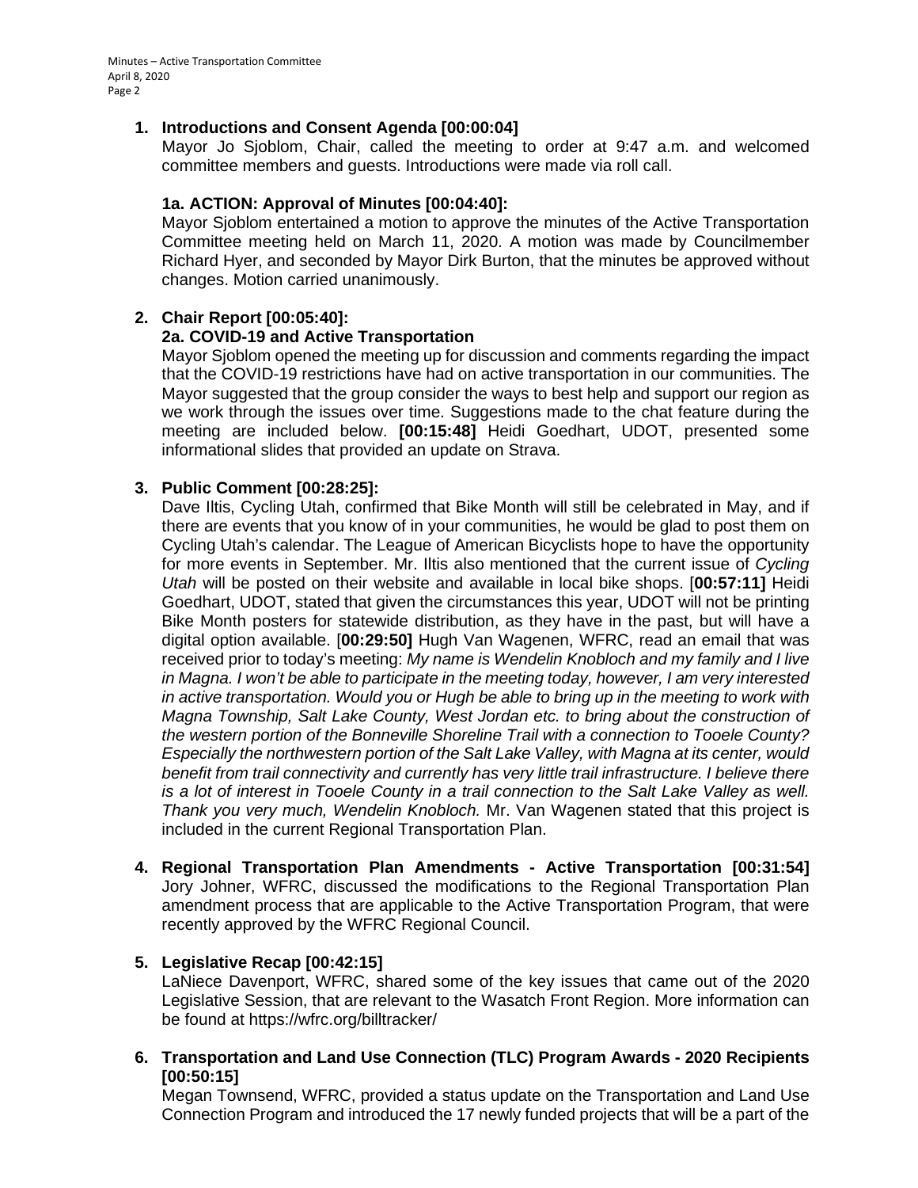1. **Introductions and Consent Agenda [00:00:04]**
   Mayor Jo Sjoblom, Chair, called the meeting to order at 9:47 a.m. and welcomed committee members and guests. Introductions were made via roll call.

   **1a. ACTION: Approval of Minutes [00:04:40]:**
   Mayor Sjoblom entertained a motion to approve the minutes of the Active Transportation Committee meeting held on March 11, 2020. A motion was made by Councilmember Richard Hyer, and seconded by Mayor Dirk Burton, that the minutes be approved without changes. Motion carried unanimously.

2. **Chair Report [00:05:40]:**
   **2a. COVID-19 and Active Transportation**
   Mayor Sjoblom opened the meeting up for discussion and comments regarding the impact that the COVID-19 restrictions have had on active transportation in our communities. The Mayor suggested that the group consider the ways to best help and support our region as we work through the issues over time. Suggestions made to the chat feature during the meeting are included below. **[00:15:48]** Heidi Goedhart, UDOT, presented some informational slides that provided an update on Strava.

3. **Public Comment [00:28:25]:**
   Dave Iltis, Cycling Utah, confirmed that Bike Month will still be celebrated in May, and if there are events that you know of in your communities, he would be glad to post them on Cycling Utah's calendar. The League of American Bicyclists hope to have the opportunity for more events in September. Mr. Iltis also mentioned that the current issue of *Cycling Utah* will be posted on their website and available in local bike shops. [**00:57:11]** Heidi Goedhart, UDOT, stated that given the circumstances this year, UDOT will not be printing Bike Month posters for statewide distribution, as they have in the past, but will have a digital option available. [**00:29:50]** Hugh Van Wagenen, WFRC, read an email that was received prior to today's meeting: *My name is Wendelin Knobloch and my family and I live in Magna. I won't be able to participate in the meeting today, however, I am very interested in active transportation. Would you or Hugh be able to bring up in the meeting to work with Magna Township, Salt Lake County, West Jordan etc. to bring about the construction of the western portion of the Bonneville Shoreline Trail with a connection to Tooele County? Especially the northwestern portion of the Salt Lake Valley, with Magna at its center, would benefit from trail connectivity and currently has very little trail infrastructure. I believe there is a lot of interest in Tooele County in a trail connection to the Salt Lake Valley as well. Thank you very much, Wendelin Knobloch.* Mr. Van Wagenen stated that this project is included in the current Regional Transportation Plan.

4. **Regional Transportation Plan Amendments - Active Transportation [00:31:54]**
   Jory Johner, WFRC, discussed the modifications to the Regional Transportation Plan amendment process that are applicable to the Active Transportation Program, that were recently approved by the WFRC Regional Council.

5. **Legislative Recap [00:42:15]**
   LaNiece Davenport, WFRC, shared some of the key issues that came out of the 2020 Legislative Session, that are relevant to the Wasatch Front Region. More information can be found at https://wfrc.org/billtracker/

6. **Transportation and Land Use Connection (TLC) Program Awards - 2020 Recipients [00:50:15]**
   Megan Townsend, WFRC, provided a status update on the Transportation and Land Use Connection Program and introduced the 17 newly funded projects that will be a part of the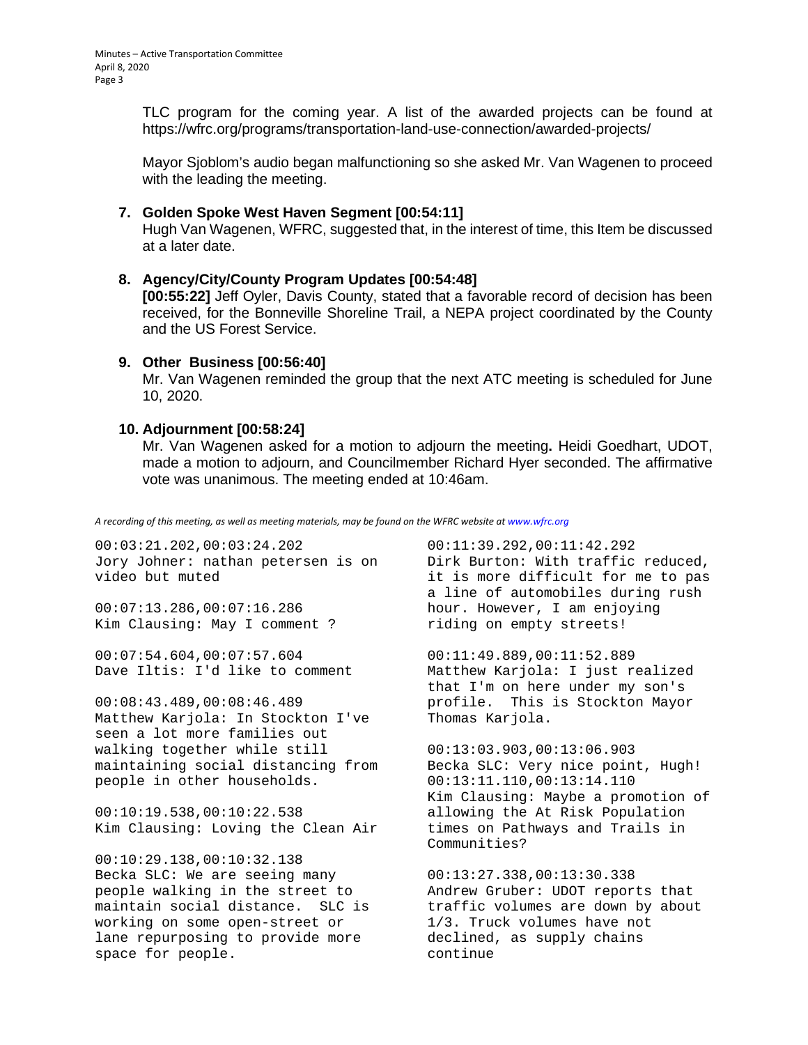TLC program for the coming year. A list of the awarded projects can be found at https://wfrc.org/programs/transportation-land-use-connection/awarded-projects/

Mayor Sjoblom's audio began malfunctioning so she asked Mr. Van Wagenen to proceed with the leading the meeting.

**7. Golden Spoke West Haven Segment [00:54:11]**
Hugh Van Wagenen, WFRC, suggested that, in the interest of time, this Item be discussed at a later date.

**8. Agency/City/County Program Updates [00:54:48]**
**[00:55:22]** Jeff Oyler, Davis County, stated that a favorable record of decision has been received, for the Bonneville Shoreline Trail, a NEPA project coordinated by the County and the US Forest Service.

**9. Other Business [00:56:40]**
Mr. Van Wagenen reminded the group that the next ATC meeting is scheduled for June 10, 2020.

**10. Adjournment [00:58:24]**
Mr. Van Wagenen asked for a motion to adjourn the meeting**.** Heidi Goedhart, UDOT, made a motion to adjourn, and Councilmember Richard Hyer seconded. The affirmative vote was unanimous. The meeting ended at 10:46am.

*A recording of this meeting, as well as meeting materials, may be found on the WFRC website at www.wfrc.org*

```
00:03:21.202,00:03:24.202
Jory Johner: nathan petersen is on
video but muted

00:07:13.286,00:07:16.286
Kim Clausing: May I comment ?

00:07:54.604,00:07:57.604
Dave Iltis: I'd like to comment

00:08:43.489,00:08:46.489
Matthew Karjola: In Stockton I've
seen a lot more families out
walking together while still
maintaining social distancing from
people in other households.

00:10:19.538,00:10:22.538
Kim Clausing: Loving the Clean Air

00:10:29.138,00:10:32.138
Becka SLC: We are seeing many
people walking in the street to
maintain social distance.  SLC is
working on some open-street or
lane repurposing to provide more
space for people.

00:11:39.292,00:11:42.292
Dirk Burton: With traffic reduced,
it is more difficult for me to pas
a line of automobiles during rush
hour. However, I am enjoying
riding on empty streets!

00:11:49.889,00:11:52.889
Matthew Karjola: I just realized
that I'm on here under my son's
profile.  This is Stockton Mayor
Thomas Karjola.

00:13:03.903,00:13:06.903
Becka SLC: Very nice point, Hugh!
00:13:11.110,00:13:14.110
Kim Clausing: Maybe a promotion of
allowing the At Risk Population
times on Pathways and Trails in
Communities?

00:13:27.338,00:13:30.338
Andrew Gruber: UDOT reports that
traffic volumes are down by about
1/3. Truck volumes have not
declined, as supply chains
continue
```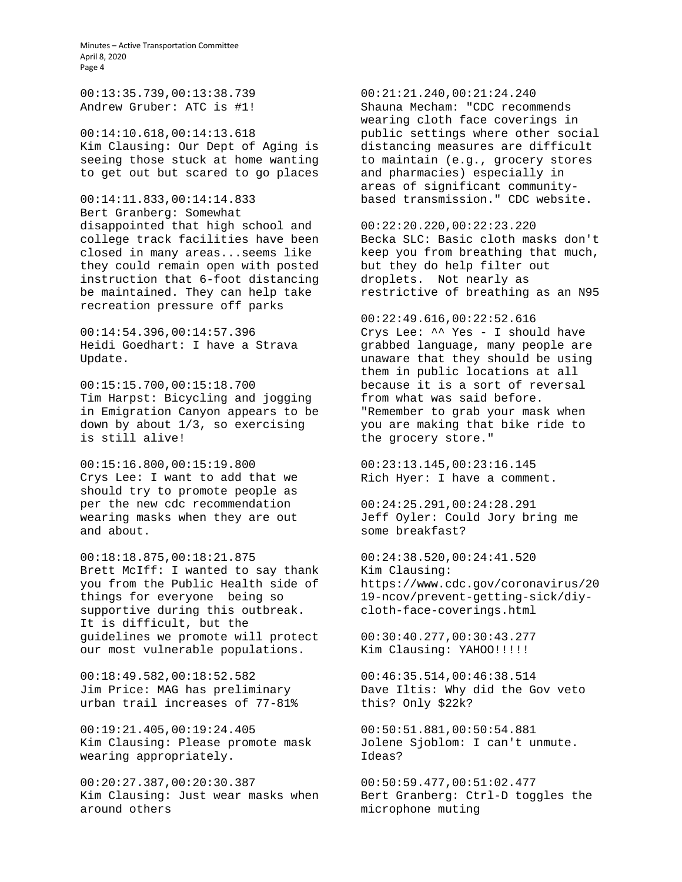00:13:35.739,00:13:38.739
Andrew Gruber: ATC is #1!

00:14:10.618,00:14:13.618
Kim Clausing: Our Dept of Aging is seeing those stuck at home wanting to get out but scared to go places

00:14:11.833,00:14:14.833
Bert Granberg: Somewhat disappointed that high school and college track facilities have been closed in many areas...seems like they could remain open with posted instruction that 6-foot distancing be maintained. They can help take recreation pressure off parks

00:14:54.396,00:14:57.396
Heidi Goedhart: I have a Strava Update.

00:15:15.700,00:15:18.700
Tim Harpst: Bicycling and jogging in Emigration Canyon appears to be down by about 1/3, so exercising is still alive!

00:15:16.800,00:15:19.800
Crys Lee: I want to add that we should try to promote people as per the new cdc recommendation wearing masks when they are out and about.

00:18:18.875,00:18:21.875
Brett McIff: I wanted to say thank you from the Public Health side of things for everyone being so supportive during this outbreak. It is difficult, but the guidelines we promote will protect our most vulnerable populations.

00:18:49.582,00:18:52.582
Jim Price: MAG has preliminary urban trail increases of 77-81%

00:19:21.405,00:19:24.405
Kim Clausing: Please promote mask wearing appropriately.

00:20:27.387,00:20:30.387
Kim Clausing: Just wear masks when around others

00:21:21.240,00:21:24.240
Shauna Mecham: "CDC recommends wearing cloth face coverings in public settings where other social distancing measures are difficult to maintain (e.g., grocery stores and pharmacies) especially in areas of significant community-based transmission." CDC website.

00:22:20.220,00:22:23.220
Becka SLC: Basic cloth masks don't keep you from breathing that much, but they do help filter out droplets. Not nearly as restrictive of breathing as an N95

00:22:49.616,00:22:52.616
Crys Lee: ^^ Yes - I should have grabbed language, many people are unaware that they should be using them in public locations at all because it is a sort of reversal from what was said before. "Remember to grab your mask when you are making that bike ride to the grocery store."

00:23:13.145,00:23:16.145
Rich Hyer: I have a comment.

00:24:25.291,00:24:28.291
Jeff Oyler: Could Jory bring me some breakfast?

00:24:38.520,00:24:41.520
Kim Clausing: https://www.cdc.gov/coronavirus/2019-ncov/prevent-getting-sick/diy-cloth-face-coverings.html

00:30:40.277,00:30:43.277
Kim Clausing: YAHOO!!!!!

00:46:35.514,00:46:38.514
Dave Iltis: Why did the Gov veto this? Only $22k?

00:50:51.881,00:50:54.881
Jolene Sjoblom: I can't unmute. Ideas?

00:50:59.477,00:51:02.477
Bert Granberg: Ctrl-D toggles the microphone muting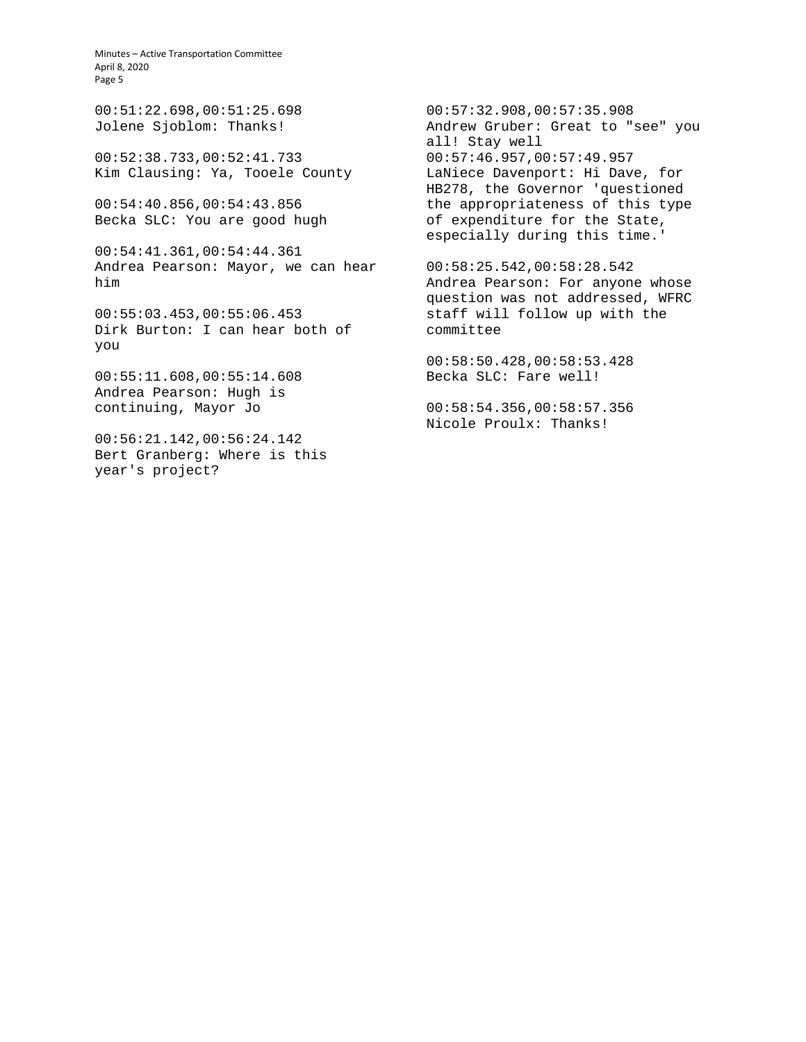00:51:22.698,00:51:25.698
Jolene Sjoblom: Thanks!

00:52:38.733,00:52:41.733
Kim Clausing: Ya, Tooele County

00:54:40.856,00:54:43.856
Becka SLC: You are good hugh

00:54:41.361,00:54:44.361
Andrea Pearson: Mayor, we can hear him

00:55:03.453,00:55:06.453
Dirk Burton: I can hear both of you

00:55:11.608,00:55:14.608
Andrea Pearson: Hugh is continuing, Mayor Jo

00:56:21.142,00:56:24.142
Bert Granberg: Where is this year's project?

00:57:32.908,00:57:35.908
Andrew Gruber: Great to "see" you all! Stay well
00:57:46.957,00:57:49.957
LaNiece Davenport: Hi Dave, for HB278, the Governor 'questioned the appropriateness of this type of expenditure for the State, especially during this time.'

00:58:25.542,00:58:28.542
Andrea Pearson: For anyone whose question was not addressed, WFRC staff will follow up with the committee

00:58:50.428,00:58:53.428
Becka SLC: Fare well!

00:58:54.356,00:58:57.356
Nicole Proulx: Thanks!